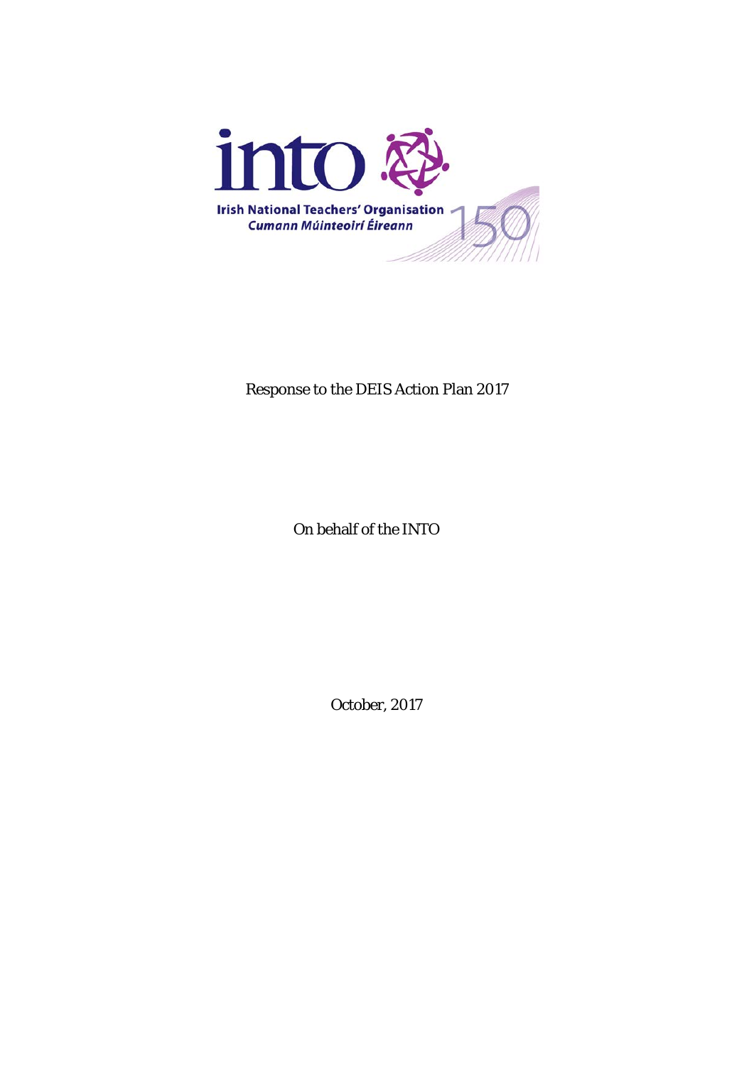into

Irish National Teachers' Organisation
*Cumann Múinteoirí Éireann*

150

Response to the DEIS Action Plan 2017

On behalf of the INTO

October, 2017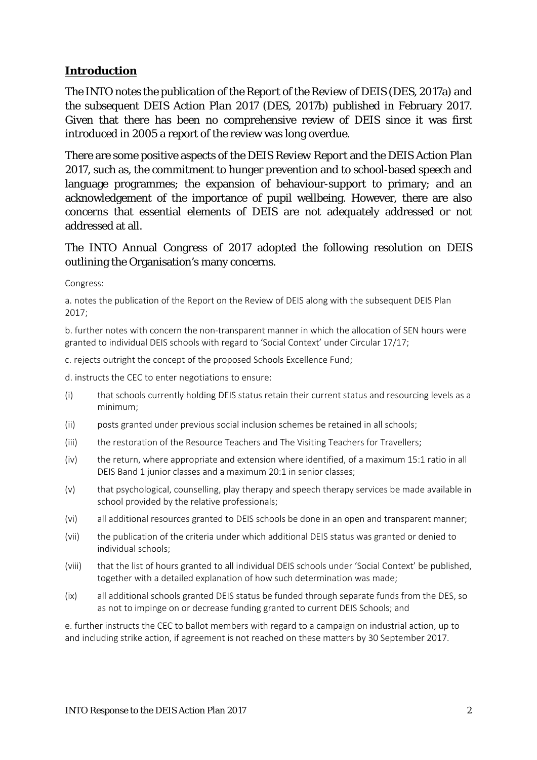## **Introduction**

The INTO notes the publication of the Report of the Review of DEIS (DES, 2017a) and the subsequent *DEIS Action Plan 2017* (DES, 2017b) published in February 2017. Given that there has been no comprehensive review of DEIS since it was first introduced in 2005 a report of the review was long overdue.

There are some positive aspects of the DEIS Review Report and the *DEIS Action Plan 2017*, such as, the commitment to hunger prevention and to school-based speech and language programmes; the expansion of behaviour-support to primary; and an acknowledgement of the importance of pupil wellbeing. However, there are also concerns that essential elements of DEIS are not adequately addressed or not addressed at all.

The INTO Annual Congress of 2017 adopted the following resolution on DEIS outlining the Organisation's many concerns.

Congress:

a. notes the publication of the Report on the Review of DEIS along with the subsequent DEIS Plan 2017;

b. further notes with concern the non-transparent manner in which the allocation of SEN hours were granted to individual DEIS schools with regard to 'Social Context' under Circular 17/17;

c. rejects outright the concept of the proposed Schools Excellence Fund;

d. instructs the CEC to enter negotiations to ensure:

(i) that schools currently holding DEIS status retain their current status and resourcing levels as a minimum;

(ii) posts granted under previous social inclusion schemes be retained in all schools;

(iii) the restoration of the Resource Teachers and The Visiting Teachers for Travellers;

(iv) the return, where appropriate and extension where identified, of a maximum 15:1 ratio in all DEIS Band 1 junior classes and a maximum 20:1 in senior classes;

(v) that psychological, counselling, play therapy and speech therapy services be made available in school provided by the relative professionals;

(vi) all additional resources granted to DEIS schools be done in an open and transparent manner;

(vii) the publication of the criteria under which additional DEIS status was granted or denied to individual schools;

(viii) that the list of hours granted to all individual DEIS schools under 'Social Context' be published, together with a detailed explanation of how such determination was made;

(ix) all additional schools granted DEIS status be funded through separate funds from the DES, so as not to impinge on or decrease funding granted to current DEIS Schools; and

e. further instructs the CEC to ballot members with regard to a campaign on industrial action, up to and including strike action, if agreement is not reached on these matters by 30 September 2017.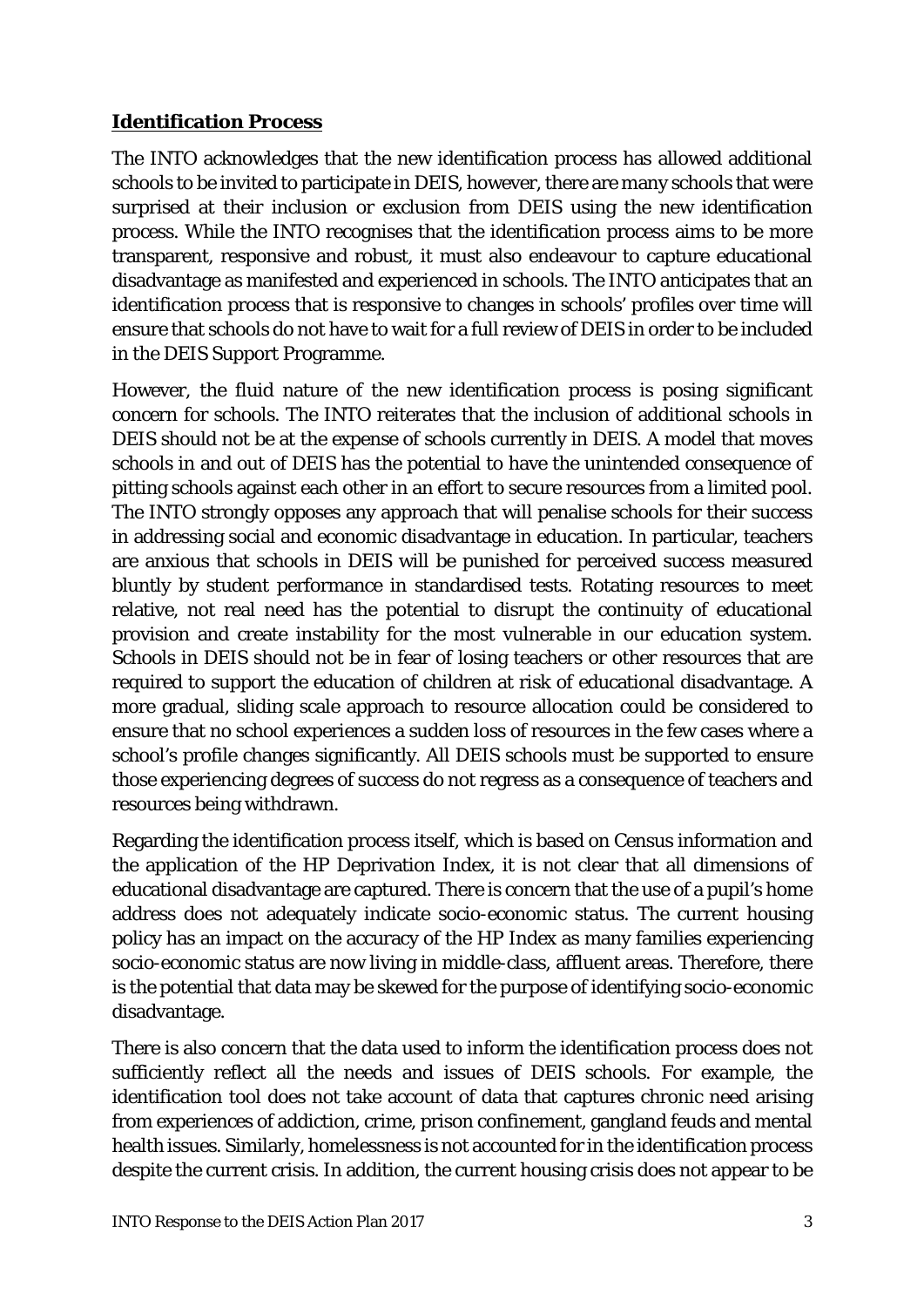## Identification Process

The INTO acknowledges that the new identification process has allowed additional schools to be invited to participate in DEIS, however, there are many schools that were surprised at their inclusion or exclusion from DEIS using the new identification process. While the INTO recognises that the identification process aims to be more transparent, responsive and robust, it must also endeavour to capture educational disadvantage as manifested and experienced in schools. The INTO anticipates that an identification process that is responsive to changes in schools' profiles over time will ensure that schools do not have to wait for a full review of DEIS in order to be included in the DEIS Support Programme.

However, the fluid nature of the new identification process is posing significant concern for schools. The INTO reiterates that the inclusion of additional schools in DEIS should not be at the expense of schools currently in DEIS. A model that moves schools in and out of DEIS has the potential to have the unintended consequence of pitting schools against each other in an effort to secure resources from a limited pool. The INTO strongly opposes any approach that will penalise schools for their success in addressing social and economic disadvantage in education. In particular, teachers are anxious that schools in DEIS will be punished for perceived success measured bluntly by student performance in standardised tests. Rotating resources to meet relative, not real need has the potential to disrupt the continuity of educational provision and create instability for the most vulnerable in our education system. Schools in DEIS should not be in fear of losing teachers or other resources that are required to support the education of children at risk of educational disadvantage. A more gradual, sliding scale approach to resource allocation could be considered to ensure that no school experiences a sudden loss of resources in the few cases where a school's profile changes significantly. All DEIS schools must be supported to ensure those experiencing degrees of success do not regress as a consequence of teachers and resources being withdrawn.

Regarding the identification process itself, which is based on Census information and the application of the HP Deprivation Index, it is not clear that all dimensions of educational disadvantage are captured. There is concern that the use of a pupil's home address does not adequately indicate socio-economic status. The current housing policy has an impact on the accuracy of the HP Index as many families experiencing socio-economic status are now living in middle-class, affluent areas. Therefore, there is the potential that data may be skewed for the purpose of identifying socio-economic disadvantage.

There is also concern that the data used to inform the identification process does not sufficiently reflect all the needs and issues of DEIS schools. For example, the identification tool does not take account of data that captures chronic need arising from experiences of addiction, crime, prison confinement, gangland feuds and mental health issues. Similarly, homelessness is not accounted for in the identification process despite the current crisis. In addition, the current housing crisis does not appear to be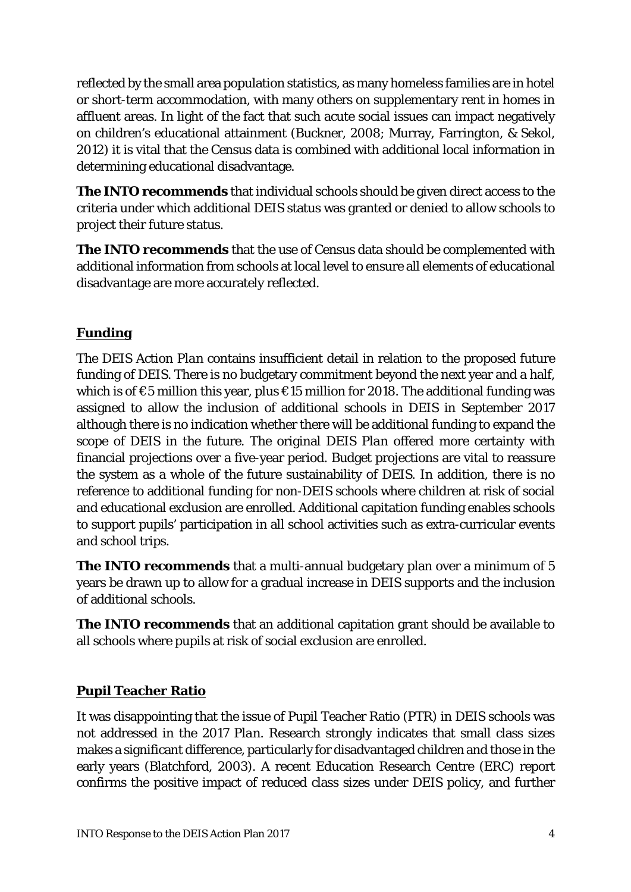reflected by the small area population statistics, as many homeless families are in hotel or short-term accommodation, with many others on supplementary rent in homes in affluent areas. In light of the fact that such acute social issues can impact negatively on children's educational attainment (Buckner, 2008; Murray, Farrington, & Sekol, 2012) it is vital that the Census data is combined with additional local information in determining educational disadvantage.

**The INTO recommends** that individual schools should be given direct access to the criteria under which additional DEIS status was granted or denied to allow schools to project their future status.

**The INTO recommends** that the use of Census data should be complemented with additional information from schools at local level to ensure all elements of educational disadvantage are more accurately reflected.

## Funding

The *DEIS Action Plan* contains insufficient detail in relation to the proposed future funding of DEIS. There is no budgetary commitment beyond the next year and a half, which is of €5 million this year, plus €15 million for 2018. The additional funding was assigned to allow the inclusion of additional schools in DEIS in September 2017 although there is no indication whether there will be additional funding to expand the scope of DEIS in the future. The original *DEIS Plan* offered more certainty with financial projections over a five-year period. Budget projections are vital to reassure the system as a whole of the future sustainability of DEIS. In addition, there is no reference to additional funding for non-DEIS schools where children at risk of social and educational exclusion are enrolled. Additional capitation funding enables schools to support pupils' participation in all school activities such as extra-curricular events and school trips.

**The INTO recommends** that a multi-annual budgetary plan over a minimum of 5 years be drawn up to allow for a gradual increase in DEIS supports and the inclusion of additional schools.

**The INTO recommends** that an additional capitation grant should be available to all schools where pupils at risk of social exclusion are enrolled.

## Pupil Teacher Ratio

It was disappointing that the issue of Pupil Teacher Ratio (PTR) in DEIS schools was not addressed in the 2017 *Plan*. Research strongly indicates that small class sizes makes a significant difference, particularly for disadvantaged children and those in the early years (Blatchford, 2003). A recent Education Research Centre (ERC) report confirms the positive impact of reduced class sizes under DEIS policy, and further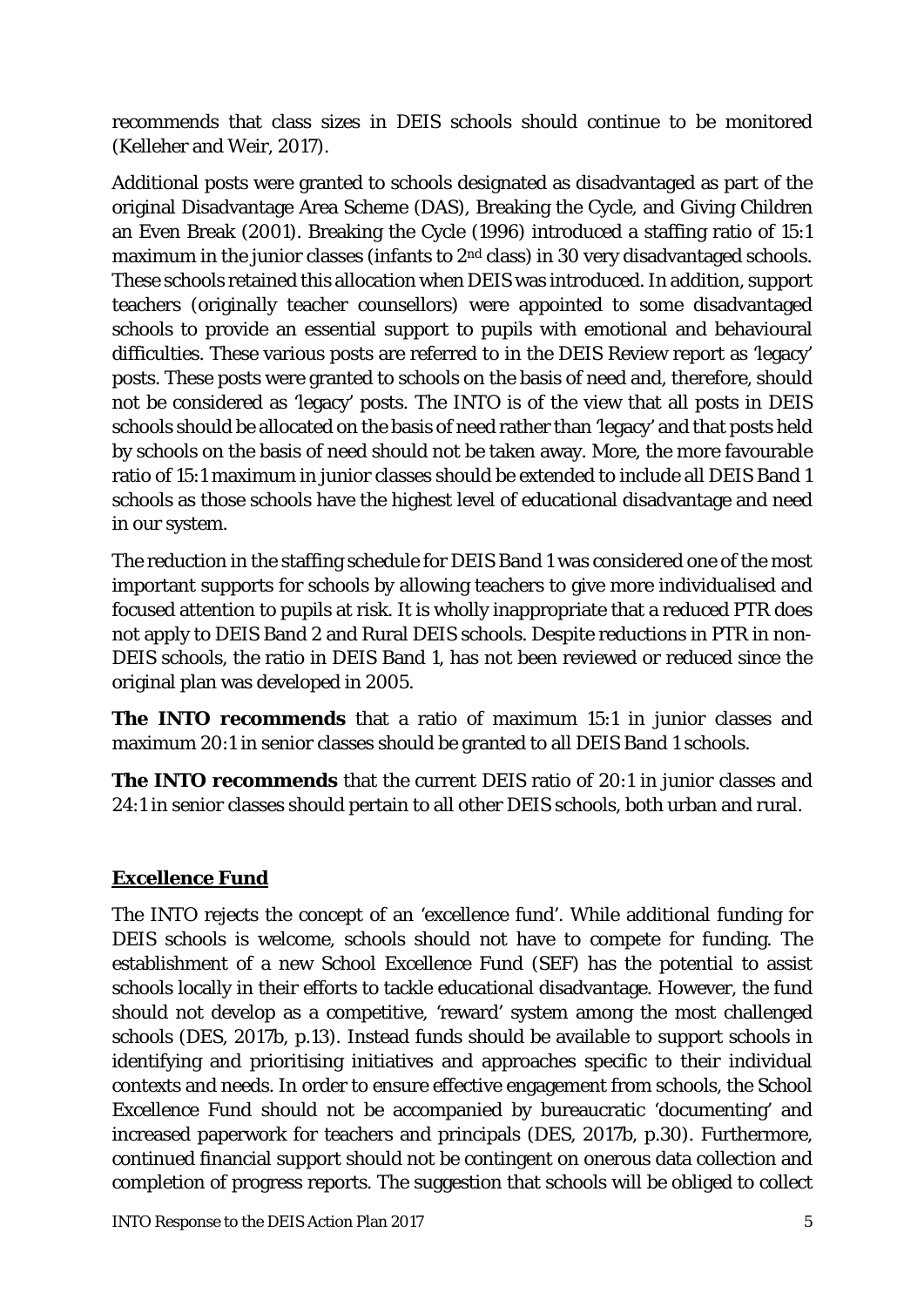recommends that class sizes in DEIS schools should continue to be monitored (Kelleher and Weir, 2017).

Additional posts were granted to schools designated as disadvantaged as part of the original Disadvantage Area Scheme (DAS), Breaking the Cycle, and Giving Children an Even Break (2001). Breaking the Cycle (1996) introduced a staffing ratio of 15:1 maximum in the junior classes (infants to 2nd class) in 30 very disadvantaged schools. These schools retained this allocation when DEIS was introduced. In addition, support teachers (originally teacher counsellors) were appointed to some disadvantaged schools to provide an essential support to pupils with emotional and behavioural difficulties. These various posts are referred to in the DEIS Review report as 'legacy' posts. These posts were granted to schools on the basis of need and, therefore, should not be considered as 'legacy' posts. The INTO is of the view that all posts in DEIS schools should be allocated on the basis of need rather than 'legacy' and that posts held by schools on the basis of need should not be taken away. More, the more favourable ratio of 15:1 maximum in junior classes should be extended to include all DEIS Band 1 schools as those schools have the highest level of educational disadvantage and need in our system.

The reduction in the staffing schedule for DEIS Band 1 was considered one of the most important supports for schools by allowing teachers to give more individualised and focused attention to pupils at risk. It is wholly inappropriate that a reduced PTR does not apply to DEIS Band 2 and Rural DEIS schools. Despite reductions in PTR in non-DEIS schools, the ratio in DEIS Band 1, has not been reviewed or reduced since the original plan was developed in 2005.

**The INTO recommends** that a ratio of maximum 15:1 in junior classes and maximum 20:1 in senior classes should be granted to all DEIS Band 1 schools.

**The INTO recommends** that the current DEIS ratio of 20:1 in junior classes and 24:1 in senior classes should pertain to all other DEIS schools, both urban and rural.

## Excellence Fund

The INTO rejects the concept of an 'excellence fund'. While additional funding for DEIS schools is welcome, schools should not have to compete for funding. The establishment of a new School Excellence Fund (SEF) has the potential to assist schools locally in their efforts to tackle educational disadvantage. However, the fund should not develop as a competitive, 'reward' system among the most challenged schools (DES, 2017b, p.13). Instead funds should be available to support schools in identifying and prioritising initiatives and approaches specific to their individual contexts and needs. In order to ensure effective engagement from schools, the School Excellence Fund should not be accompanied by bureaucratic 'documenting' and increased paperwork for teachers and principals (DES, 2017b, p.30). Furthermore, continued financial support should not be contingent on onerous data collection and completion of progress reports. The suggestion that schools will be obliged to collect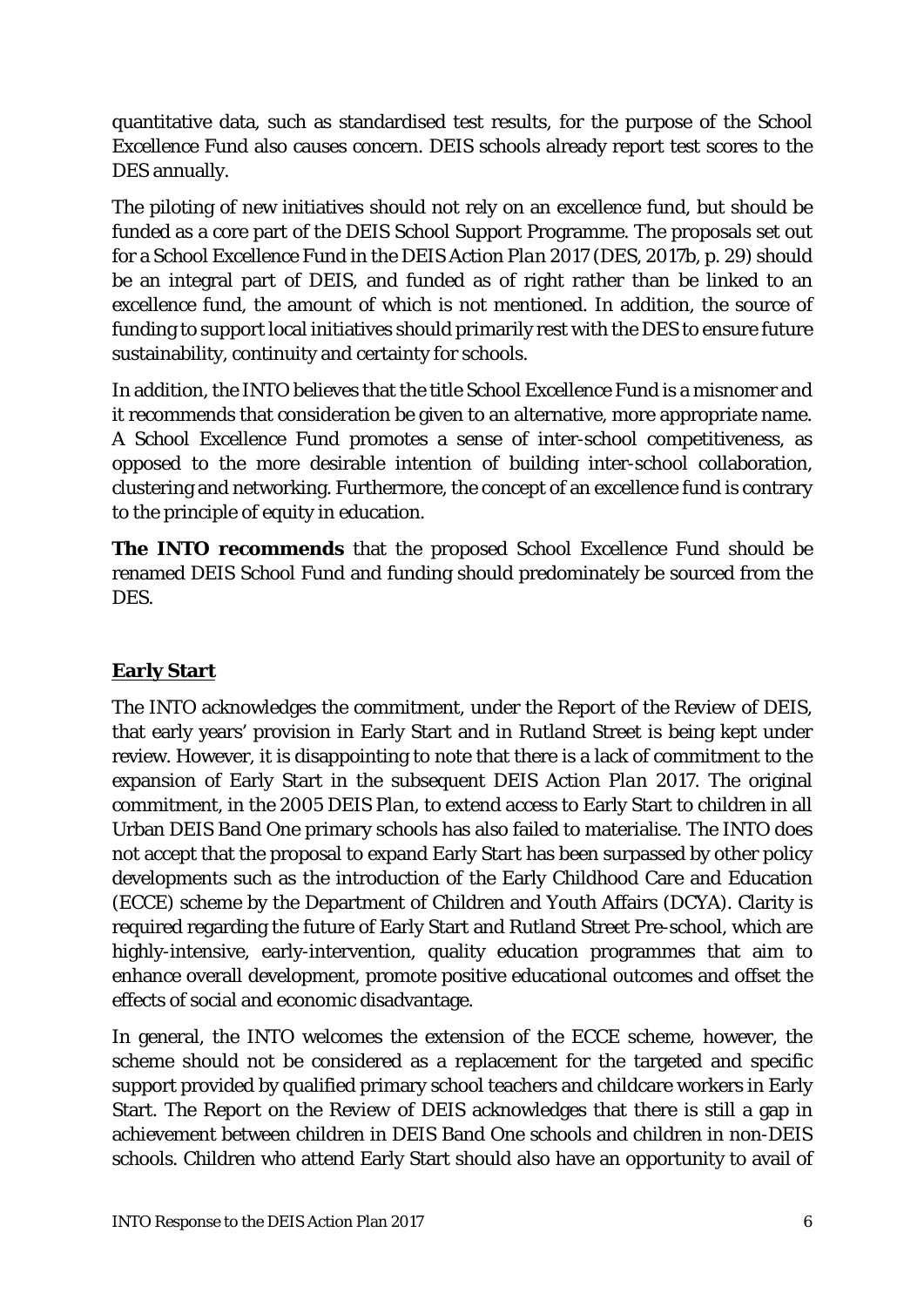quantitative data, such as standardised test results, for the purpose of the School Excellence Fund also causes concern. DEIS schools already report test scores to the DES annually.

The piloting of new initiatives should not rely on an excellence fund, but should be funded as a core part of the DEIS School Support Programme. The proposals set out for a School Excellence Fund in the *DEIS Action Plan 2017* (DES, 2017b, p. 29) should be an integral part of DEIS, and funded as of right rather than be linked to an excellence fund, the amount of which is not mentioned. In addition, the source of funding to support local initiatives should primarily rest with the DES to ensure future sustainability, continuity and certainty for schools.

In addition, the INTO believes that the title School Excellence Fund is a misnomer and it recommends that consideration be given to an alternative, more appropriate name. A School Excellence Fund promotes a sense of inter-school competitiveness, as opposed to the more desirable intention of building inter-school collaboration, clustering and networking. Furthermore, the concept of an excellence fund is contrary to the principle of equity in education.

**The INTO recommends** that the proposed School Excellence Fund should be renamed DEIS School Fund and funding should predominately be sourced from the DES.

## Early Start

The INTO acknowledges the commitment, under the *Report of the Review of DEIS*, that early years' provision in Early Start and in Rutland Street is being kept under review. However, it is disappointing to note that there is a lack of commitment to the expansion of Early Start in the subsequent *DEIS Action Plan 2017*. The original commitment, in the 2005 *DEIS Plan*, to extend access to Early Start to children in all Urban DEIS Band One primary schools has also failed to materialise. The INTO does not accept that the proposal to expand Early Start has been surpassed by other policy developments such as the introduction of the Early Childhood Care and Education (ECCE) scheme by the Department of Children and Youth Affairs (DCYA). Clarity is required regarding the future of Early Start and Rutland Street Pre-school, which are highly-intensive, early-intervention, quality education programmes that aim to enhance overall development, promote positive educational outcomes and offset the effects of social and economic disadvantage.

In general, the INTO welcomes the extension of the ECCE scheme, however, the scheme should not be considered as a replacement for the targeted and specific support provided by qualified primary school teachers and childcare workers in Early Start. The *Report on the Review of DEIS* acknowledges that there is still a gap in achievement between children in DEIS Band One schools and children in non-DEIS schools. Children who attend Early Start should also have an opportunity to avail of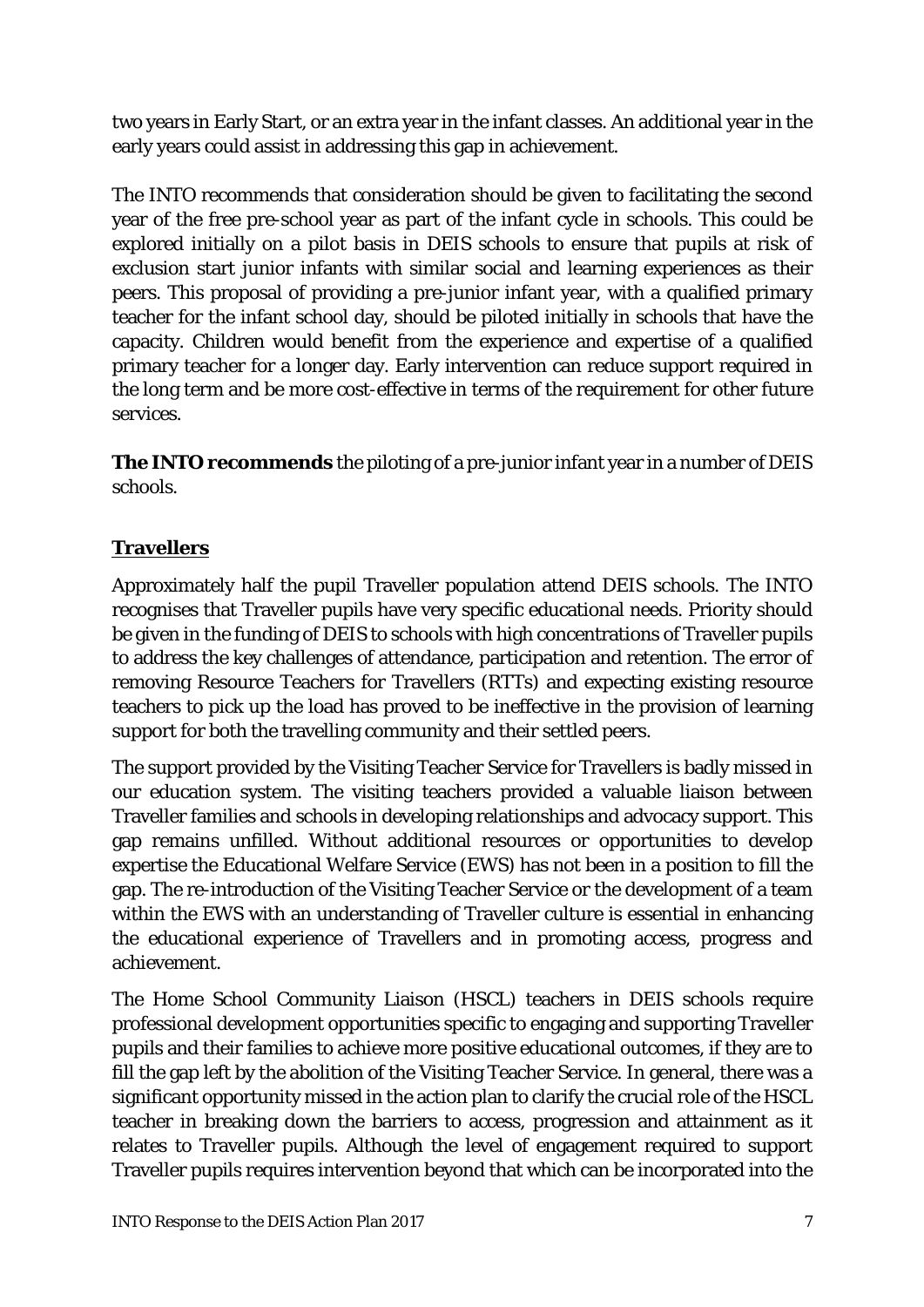two years in Early Start, or an extra year in the infant classes. An additional year in the early years could assist in addressing this gap in achievement.

The INTO recommends that consideration should be given to facilitating the second year of the free pre-school year as part of the infant cycle in schools. This could be explored initially on a pilot basis in DEIS schools to ensure that pupils at risk of exclusion start junior infants with similar social and learning experiences as their peers. This proposal of providing a pre-junior infant year, with a qualified primary teacher for the infant school day, should be piloted initially in schools that have the capacity. Children would benefit from the experience and expertise of a qualified primary teacher for a longer day. Early intervention can reduce support required in the long term and be more cost-effective in terms of the requirement for other future services.

**The INTO recommends** the piloting of a pre-junior infant year in a number of DEIS schools.

## Travellers

Approximately half the pupil Traveller population attend DEIS schools. The INTO recognises that Traveller pupils have very specific educational needs. Priority should be given in the funding of DEIS to schools with high concentrations of Traveller pupils to address the key challenges of attendance, participation and retention. The error of removing Resource Teachers for Travellers (RTTs) and expecting existing resource teachers to pick up the load has proved to be ineffective in the provision of learning support for both the travelling community and their settled peers.

The support provided by the Visiting Teacher Service for Travellers is badly missed in our education system. The visiting teachers provided a valuable liaison between Traveller families and schools in developing relationships and advocacy support. This gap remains unfilled. Without additional resources or opportunities to develop expertise the Educational Welfare Service (EWS) has not been in a position to fill the gap. The re-introduction of the Visiting Teacher Service or the development of a team within the EWS with an understanding of Traveller culture is essential in enhancing the educational experience of Travellers and in promoting access, progress and achievement.

The Home School Community Liaison (HSCL) teachers in DEIS schools require professional development opportunities specific to engaging and supporting Traveller pupils and their families to achieve more positive educational outcomes, if they are to fill the gap left by the abolition of the Visiting Teacher Service. In general, there was a significant opportunity missed in the action plan to clarify the crucial role of the HSCL teacher in breaking down the barriers to access, progression and attainment as it relates to Traveller pupils. Although the level of engagement required to support Traveller pupils requires intervention beyond that which can be incorporated into the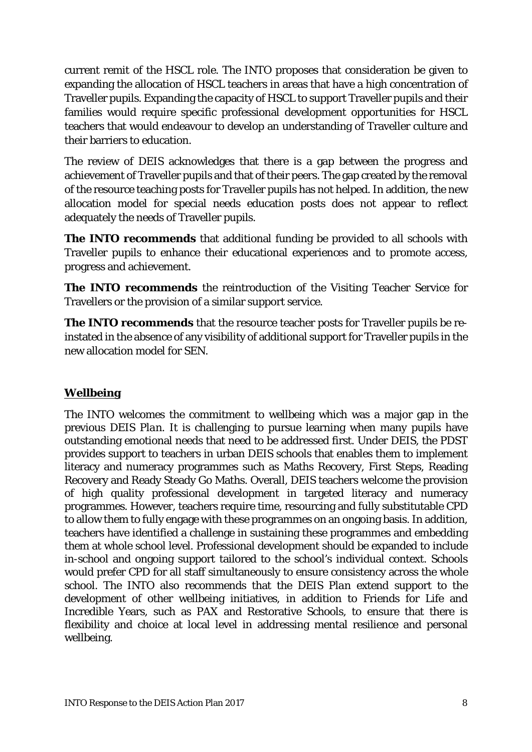current remit of the HSCL role. The INTO proposes that consideration be given to expanding the allocation of HSCL teachers in areas that have a high concentration of Traveller pupils. Expanding the capacity of HSCL to support Traveller pupils and their families would require specific professional development opportunities for HSCL teachers that would endeavour to develop an understanding of Traveller culture and their barriers to education.

The review of DEIS acknowledges that there is a gap between the progress and achievement of Traveller pupils and that of their peers. The gap created by the removal of the resource teaching posts for Traveller pupils has not helped. In addition, the new allocation model for special needs education posts does not appear to reflect adequately the needs of Traveller pupils.

**The INTO recommends** that additional funding be provided to all schools with Traveller pupils to enhance their educational experiences and to promote access, progress and achievement.

**The INTO recommends** the reintroduction of the Visiting Teacher Service for Travellers or the provision of a similar support service.

**The INTO recommends** that the resource teacher posts for Traveller pupils be re-instated in the absence of any visibility of additional support for Traveller pupils in the new allocation model for SEN.

## Wellbeing

The INTO welcomes the commitment to wellbeing which was a major gap in the previous DEIS *Plan*. It is challenging to pursue learning when many pupils have outstanding emotional needs that need to be addressed first. Under DEIS, the PDST provides support to teachers in urban DEIS schools that enables them to implement literacy and numeracy programmes such as Maths Recovery, First Steps, Reading Recovery and Ready Steady Go Maths. Overall, DEIS teachers welcome the provision of high quality professional development in targeted literacy and numeracy programmes. However, teachers require time, resourcing and fully substitutable CPD to allow them to fully engage with these programmes on an ongoing basis. In addition, teachers have identified a challenge in sustaining these programmes and embedding them at whole school level. Professional development should be expanded to include in-school and ongoing support tailored to the school's individual context. Schools would prefer CPD for all staff simultaneously to ensure consistency across the whole school. The INTO also recommends that the DEIS *Plan* extend support to the development of other wellbeing initiatives, in addition to Friends for Life and Incredible Years, such as PAX and Restorative Schools, to ensure that there is flexibility and choice at local level in addressing mental resilience and personal wellbeing.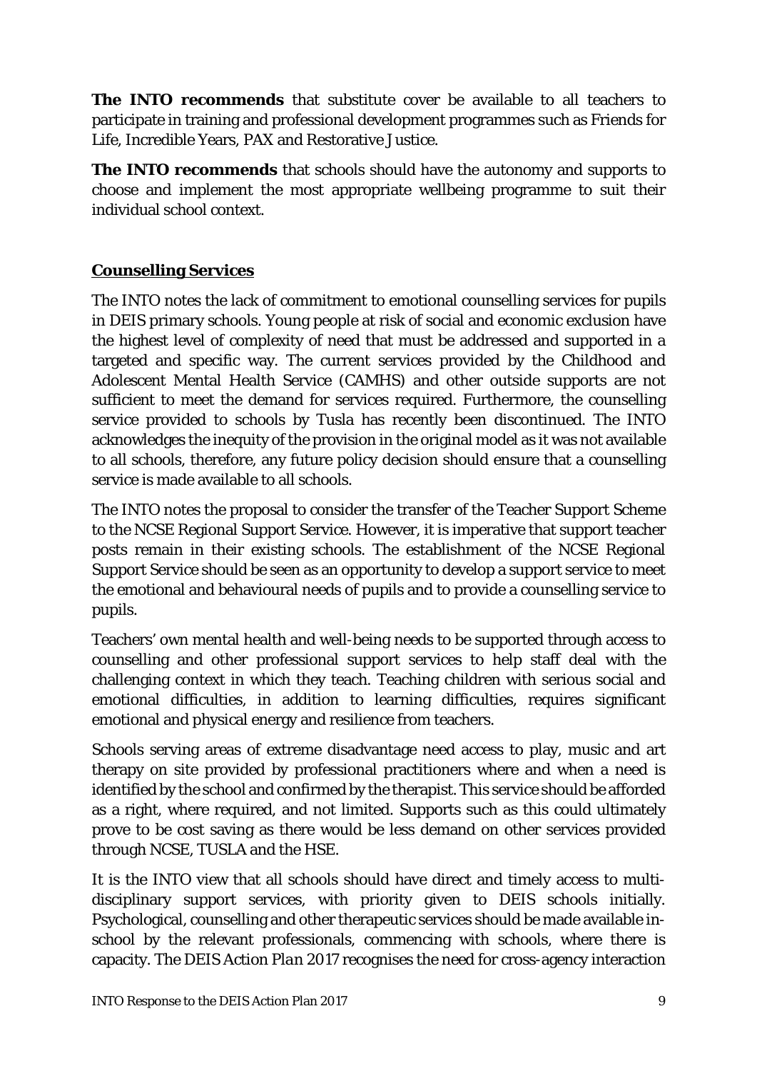**The INTO recommends** that substitute cover be available to all teachers to participate in training and professional development programmes such as Friends for Life, Incredible Years, PAX and Restorative Justice.

**The INTO recommends** that schools should have the autonomy and supports to choose and implement the most appropriate wellbeing programme to suit their individual school context.

## Counselling Services

The INTO notes the lack of commitment to emotional counselling services for pupils in DEIS primary schools. Young people at risk of social and economic exclusion have the highest level of complexity of need that must be addressed and supported in a targeted and specific way. The current services provided by the Childhood and Adolescent Mental Health Service (CAMHS) and other outside supports are not sufficient to meet the demand for services required. Furthermore, the counselling service provided to schools by Tusla has recently been discontinued. The INTO acknowledges the inequity of the provision in the original model as it was not available to all schools, therefore, any future policy decision should ensure that a counselling service is made available to all schools.

The INTO notes the proposal to consider the transfer of the Teacher Support Scheme to the NCSE Regional Support Service. However, it is imperative that support teacher posts remain in their existing schools. The establishment of the NCSE Regional Support Service should be seen as an opportunity to develop a support service to meet the emotional and behavioural needs of pupils and to provide a counselling service to pupils.

Teachers' own mental health and well-being needs to be supported through access to counselling and other professional support services to help staff deal with the challenging context in which they teach. Teaching children with serious social and emotional difficulties, in addition to learning difficulties, requires significant emotional and physical energy and resilience from teachers.

Schools serving areas of extreme disadvantage need access to play, music and art therapy on site provided by professional practitioners where and when a need is identified by the school and confirmed by the therapist. This service should be afforded as a right, where required, and not limited. Supports such as this could ultimately prove to be cost saving as there would be less demand on other services provided through NCSE, TUSLA and the HSE.

It is the INTO view that all schools should have direct and timely access to multi-disciplinary support services, with priority given to DEIS schools initially. Psychological, counselling and other therapeutic services should be made available in-school by the relevant professionals, commencing with schools, where there is capacity. The *DEIS Action Plan 2017* recognises the need for cross-agency interaction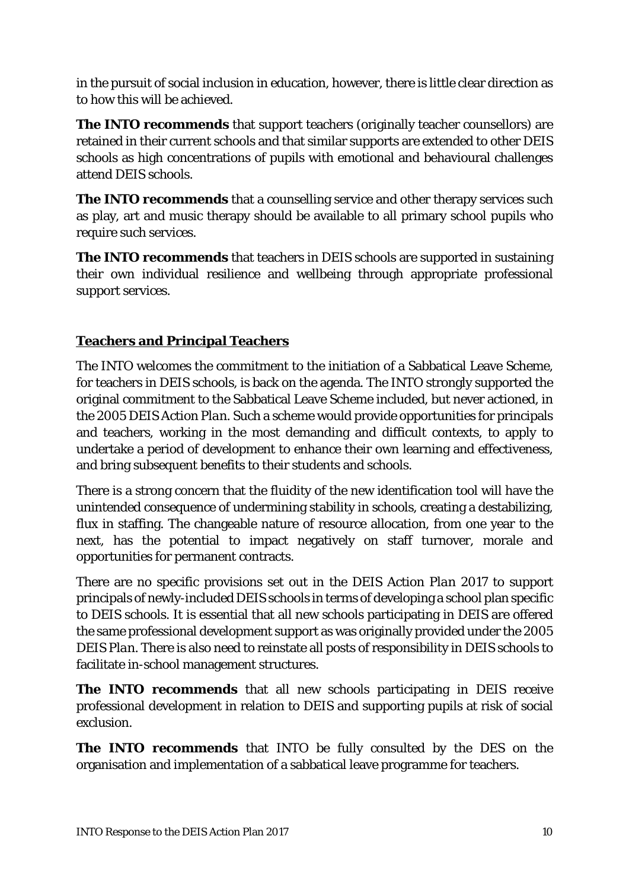in the pursuit of social inclusion in education, however, there is little clear direction as to how this will be achieved.

**The INTO recommends** that support teachers (originally teacher counsellors) are retained in their current schools and that similar supports are extended to other DEIS schools as high concentrations of pupils with emotional and behavioural challenges attend DEIS schools.

**The INTO recommends** that a counselling service and other therapy services such as play, art and music therapy should be available to all primary school pupils who require such services.

**The INTO recommends** that teachers in DEIS schools are supported in sustaining their own individual resilience and wellbeing through appropriate professional support services.

## Teachers and Principal Teachers

The INTO welcomes the commitment to the initiation of a Sabbatical Leave Scheme, for teachers in DEIS schools, is back on the agenda. The INTO strongly supported the original commitment to the Sabbatical Leave Scheme included, but never actioned, in the *2005 DEIS Action Plan*. Such a scheme would provide opportunities for principals and teachers, working in the most demanding and difficult contexts, to apply to undertake a period of development to enhance their own learning and effectiveness, and bring subsequent benefits to their students and schools.

There is a strong concern that the fluidity of the new identification tool will have the unintended consequence of undermining stability in schools, creating a destabilizing, flux in staffing. The changeable nature of resource allocation, from one year to the next, has the potential to impact negatively on staff turnover, morale and opportunities for permanent contracts.

There are no specific provisions set out in the *DEIS Action Plan 2017* to support principals of newly-included DEIS schools in terms of developing a school plan specific to DEIS schools. It is essential that all new schools participating in DEIS are offered the same professional development support as was originally provided under the *2005 DEIS Plan*. There is also need to reinstate all posts of responsibility in DEIS schools to facilitate in-school management structures.

**The INTO recommends** that all new schools participating in DEIS receive professional development in relation to DEIS and supporting pupils at risk of social exclusion.

**The INTO recommends** that INTO be fully consulted by the DES on the organisation and implementation of a sabbatical leave programme for teachers.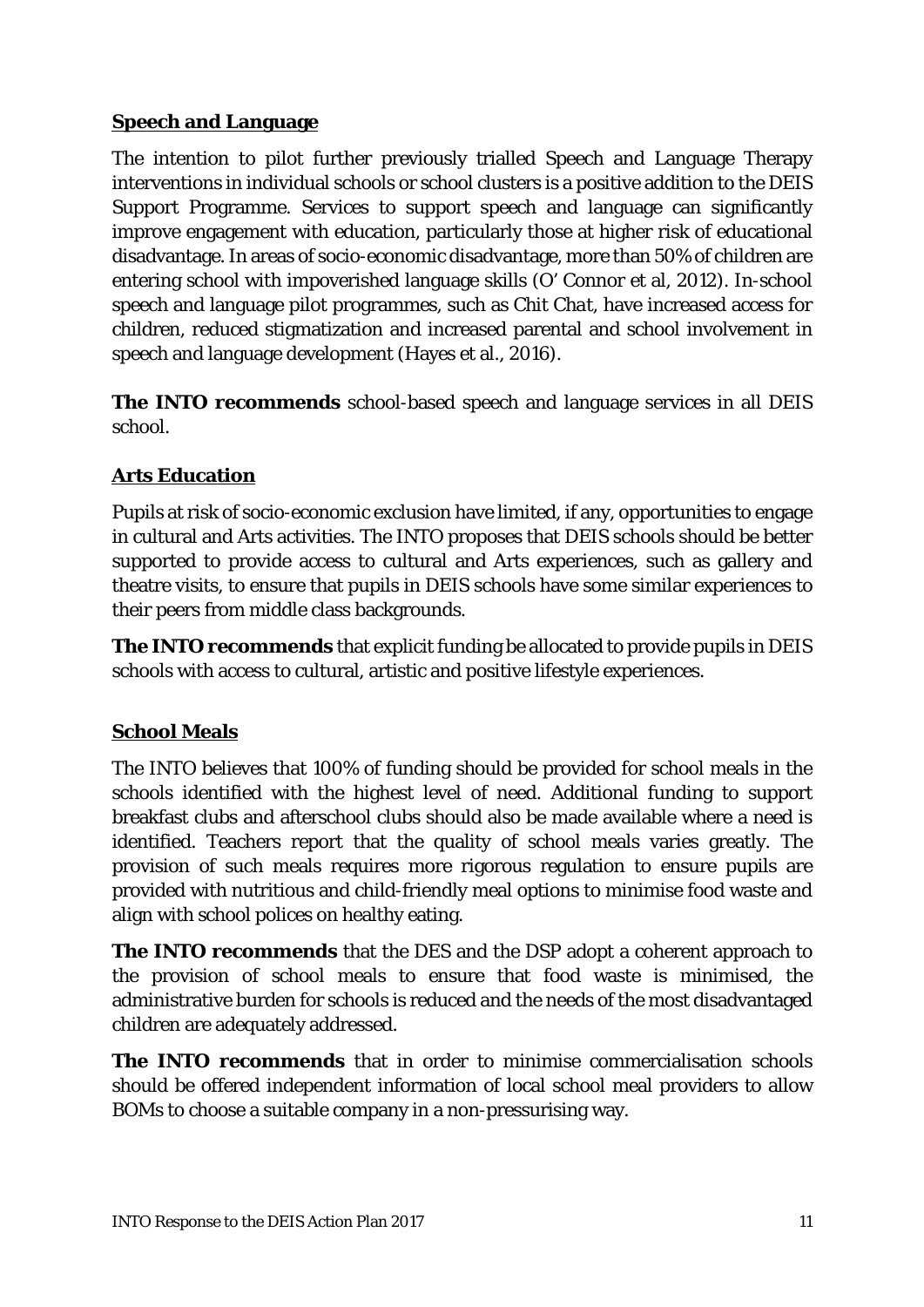**<u>Speech and Language</u>**

The intention to pilot further previously trialled Speech and Language Therapy interventions in individual schools or school clusters is a positive addition to the DEIS Support Programme. Services to support speech and language can significantly improve engagement with education, particularly those at higher risk of educational disadvantage. In areas of socio-economic disadvantage, more than 50% of children are entering school with impoverished language skills (O' Connor et al, 2012). In-school speech and language pilot programmes, such as *Chit Chat*, have increased access for children, reduced stigmatization and increased parental and school involvement in speech and language development (Hayes et al., 2016).

**The INTO recommends** school-based speech and language services in all DEIS school.

**<u>Arts Education</u>**

Pupils at risk of socio-economic exclusion have limited, if any, opportunities to engage in cultural and Arts activities. The INTO proposes that DEIS schools should be better supported to provide access to cultural and Arts experiences, such as gallery and theatre visits, to ensure that pupils in DEIS schools have some similar experiences to their peers from middle class backgrounds.

**The INTO recommends** that explicit funding be allocated to provide pupils in DEIS schools with access to cultural, artistic and positive lifestyle experiences.

**<u>School Meals</u>**

The INTO believes that 100% of funding should be provided for school meals in the schools identified with the highest level of need. Additional funding to support breakfast clubs and afterschool clubs should also be made available where a need is identified. Teachers report that the quality of school meals varies greatly. The provision of such meals requires more rigorous regulation to ensure pupils are provided with nutritious and child-friendly meal options to minimise food waste and align with school polices on healthy eating.

**The INTO recommends** that the DES and the DSP adopt a coherent approach to the provision of school meals to ensure that food waste is minimised, the administrative burden for schools is reduced and the needs of the most disadvantaged children are adequately addressed.

**The INTO recommends** that in order to minimise commercialisation schools should be offered independent information of local school meal providers to allow BOMs to choose a suitable company in a non-pressurising way.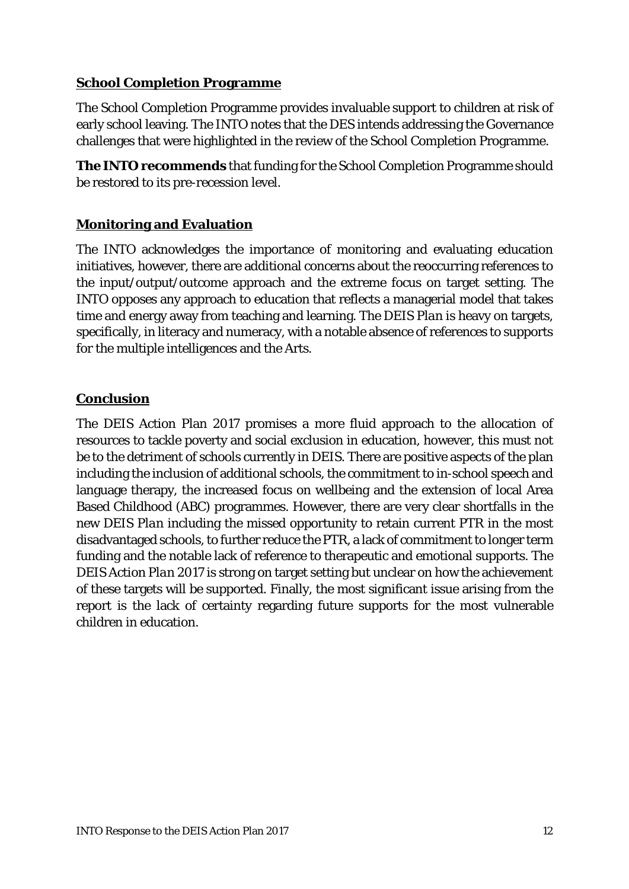## School Completion Programme

The School Completion Programme provides invaluable support to children at risk of early school leaving. The INTO notes that the DES intends addressing the Governance challenges that were highlighted in the review of the School Completion Programme.

**The INTO recommends** that funding for the School Completion Programme should be restored to its pre-recession level.

## Monitoring and Evaluation

The INTO acknowledges the importance of monitoring and evaluating education initiatives, however, there are additional concerns about the reoccurring references to the input/output/outcome approach and the extreme focus on target setting. The INTO opposes any approach to education that reflects a managerial model that takes time and energy away from teaching and learning. The *DEIS Plan* is heavy on targets, specifically, in literacy and numeracy, with a notable absence of references to supports for the multiple intelligences and the Arts.

## Conclusion

The DEIS Action Plan 2017 promises a more fluid approach to the allocation of resources to tackle poverty and social exclusion in education, however, this must not be to the detriment of schools currently in DEIS. There are positive aspects of the plan including the inclusion of additional schools, the commitment to in-school speech and language therapy, the increased focus on wellbeing and the extension of local Area Based Childhood (ABC) programmes. However, there are very clear shortfalls in the new *DEIS Plan* including the missed opportunity to retain current PTR in the most disadvantaged schools, to further reduce the PTR, a lack of commitment to longer term funding and the notable lack of reference to therapeutic and emotional supports. The *DEIS Action Plan 2017* is strong on target setting but unclear on how the achievement of these targets will be supported. Finally, the most significant issue arising from the report is the lack of certainty regarding future supports for the most vulnerable children in education.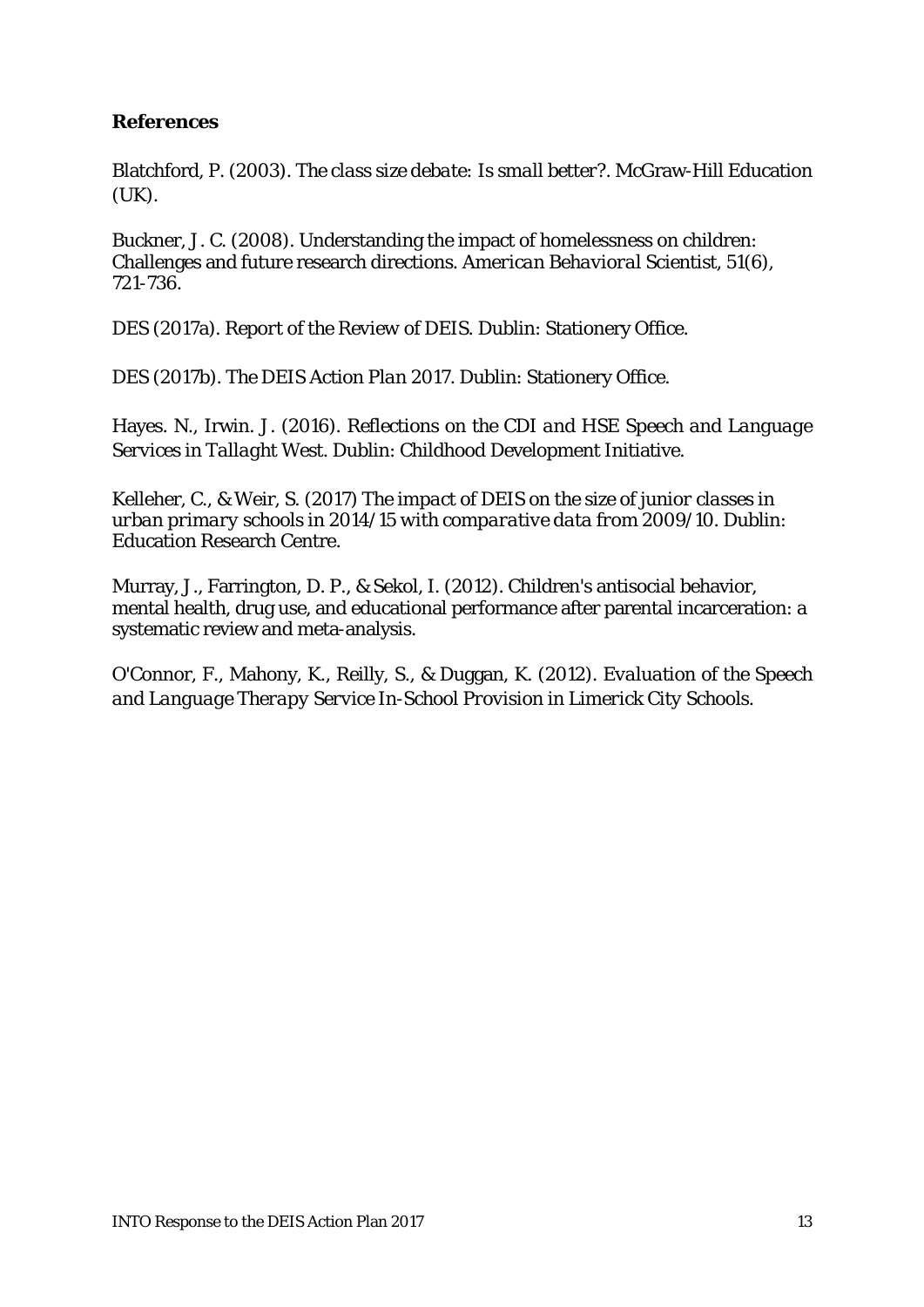**References**

Blatchford, P. (2003). *The class size debate: Is small better?*. McGraw-Hill Education (UK).

Buckner, J. C. (2008). Understanding the impact of homelessness on children: Challenges and future research directions. *American Behavioral Scientist*, 51(6), 721-736.

DES (2017a). *Report of the Review of DEIS*. Dublin: Stationery Office.

DES (2017b). *The DEIS Action Plan 2017*. Dublin: Stationery Office.

Hayes. N., Irwin. J. (2016). *Reflections on the CDI and HSE Speech and Language Services in Tallaght West*. Dublin: Childhood Development Initiative.

Kelleher, C., & Weir, S. (2017) *The impact of DEIS on the size of junior classes in urban primary schools in 2014/15 with comparative data from 2009/10*. Dublin: Education Research Centre.

Murray, J., Farrington, D. P., & Sekol, I. (2012). Children's antisocial behavior, mental health, drug use, and educational performance after parental incarceration: a systematic review and meta-analysis.

O'Connor, F., Mahony, K., Reilly, S., & Duggan, K. (2012). *Evaluation of the Speech and Language Therapy Service In-School Provision in Limerick City Schools*.